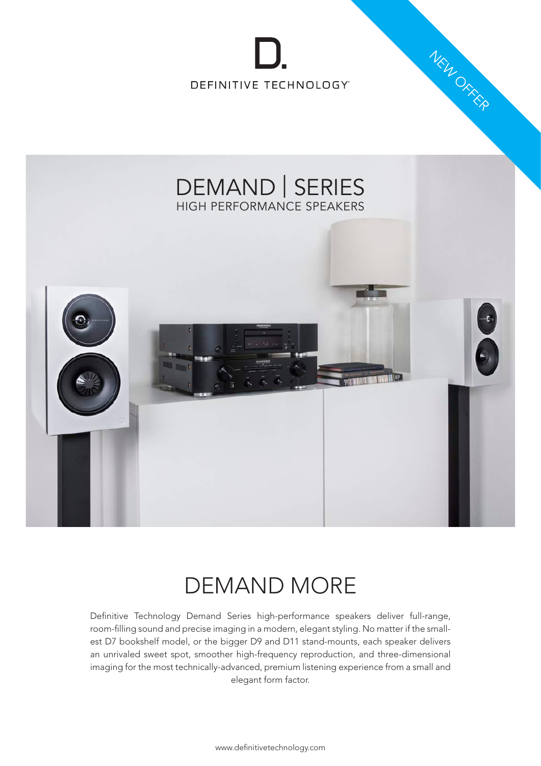DEFINITIVE TECHNOLOGY

NEW OFFER

# DEMAND | SERIES

HIGH PERFORMANCE SPEAKERS

## DEMAND MORE

Definitive Technology Demand Series high-performance speakers deliver full-range, room-filling sound and precise imaging in a modern, elegant styling. No matter if the smallest D7 bookshelf model, or the bigger D9 and D11 stand-mounts, each speaker delivers an unrivaled sweet spot, smoother high-frequency reproduction, and three-dimensional imaging for the most technically-advanced, premium listening experience from a small and elegant form factor.

www.definitivetechnology.com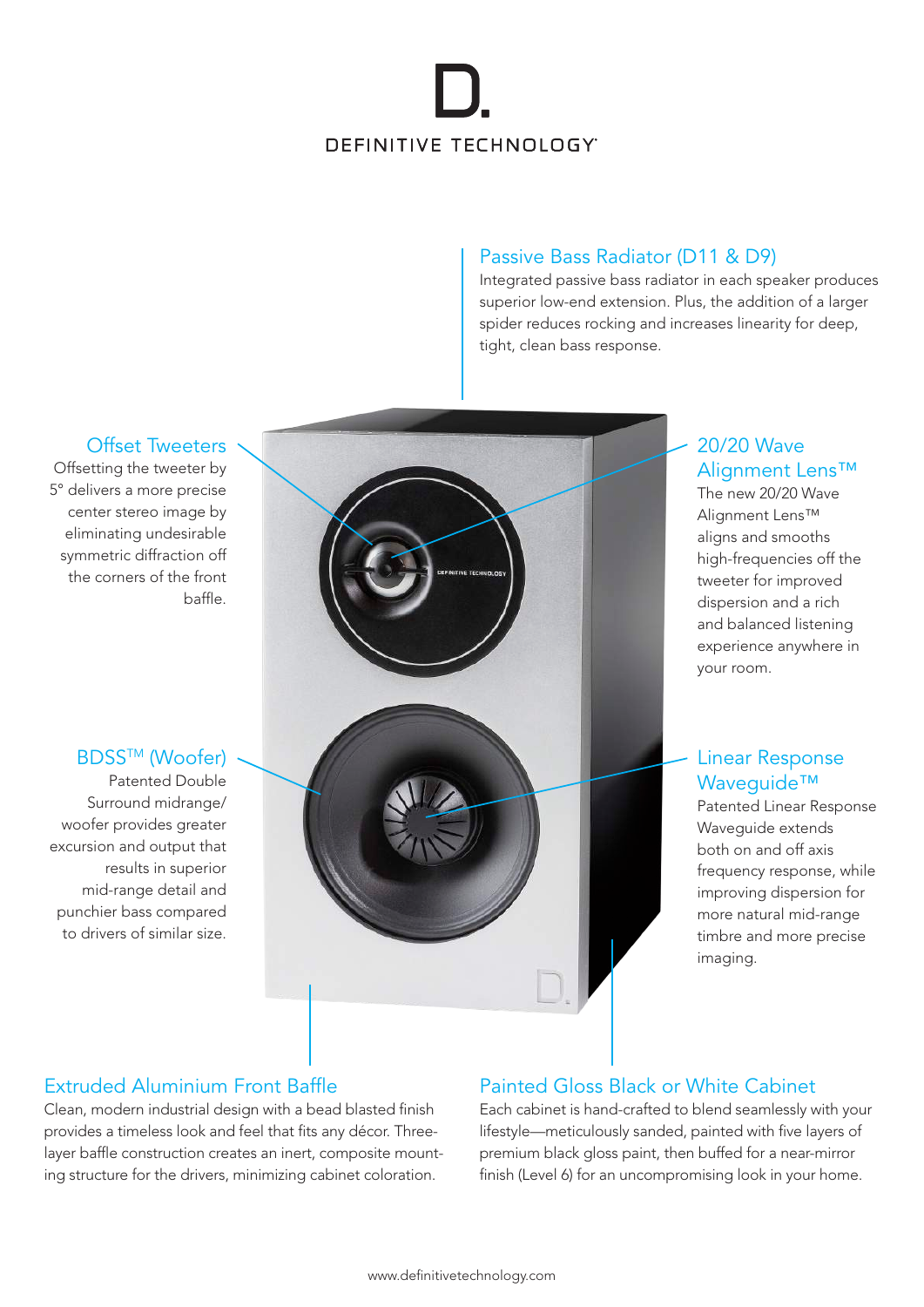# D.

DEFINITIVE TECHNOLOGY

## Passive Bass Radiator (D11 & D9)

Integrated passive bass radiator in each speaker produces superior low-end extension. Plus, the addition of a larger spider reduces rocking and increases linearity for deep, tight, clean bass response.

## Offset Tweeters

Offsetting the tweeter by 5° delivers a more precise center stereo image by eliminating undesirable symmetric diffraction off the corners of the front baffle.

## 20/20 Wave Alignment Lens™

The new 20/20 Wave Alignment Lens™ aligns and smooths high-frequencies off the tweeter for improved dispersion and a rich and balanced listening experience anywhere in your room.

## BDSS™ (Woofer)

Patented Double Surround midrange/woofer provides greater excursion and output that results in superior mid-range detail and punchier bass compared to drivers of similar size.

## Linear Response Waveguide™

Patented Linear Response Waveguide extends both on and off axis frequency response, while improving dispersion for more natural mid-range timbre and more precise imaging.

## Extruded Aluminium Front Baffle

Clean, modern industrial design with a bead blasted finish provides a timeless look and feel that fits any décor. Three-layer baffle construction creates an inert, composite mounting structure for the drivers, minimizing cabinet coloration.

## Painted Gloss Black or White Cabinet

Each cabinet is hand-crafted to blend seamlessly with your lifestyle—meticulously sanded, painted with five layers of premium black gloss paint, then buffed for a near-mirror finish (Level 6) for an uncompromising look in your home.

www.definitivetechnology.com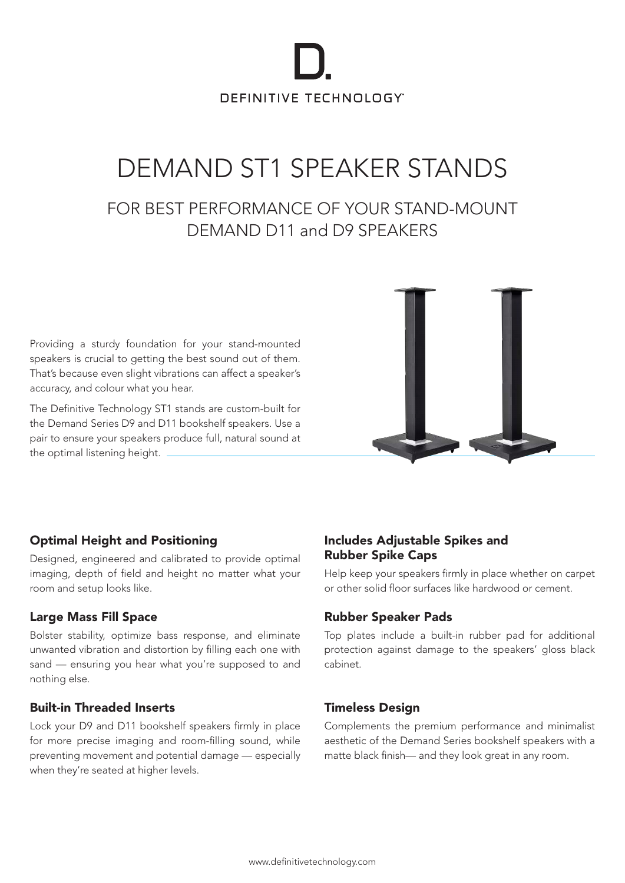D.

DEFINITIVE TECHNOLOGY

# DEMAND ST1 SPEAKER STANDS

## FOR BEST PERFORMANCE OF YOUR STAND-MOUNT DEMAND D11 and D9 SPEAKERS

Providing a sturdy foundation for your stand-mounted speakers is crucial to getting the best sound out of them. That's because even slight vibrations can affect a speaker's accuracy, and colour what you hear.

The Definitive Technology ST1 stands are custom-built for the Demand Series D9 and D11 bookshelf speakers. Use a pair to ensure your speakers produce full, natural sound at the optimal listening height.

### Optimal Height and Positioning

Designed, engineered and calibrated to provide optimal imaging, depth of field and height no matter what your room and setup looks like.

### Large Mass Fill Space

Bolster stability, optimize bass response, and eliminate unwanted vibration and distortion by filling each one with sand — ensuring you hear what you're supposed to and nothing else.

### Built-in Threaded Inserts

Lock your D9 and D11 bookshelf speakers firmly in place for more precise imaging and room-filling sound, while preventing movement and potential damage — especially when they're seated at higher levels.

### Includes Adjustable Spikes and Rubber Spike Caps

Help keep your speakers firmly in place whether on carpet or other solid floor surfaces like hardwood or cement.

### Rubber Speaker Pads

Top plates include a built-in rubber pad for additional protection against damage to the speakers' gloss black cabinet.

### Timeless Design

Complements the premium performance and minimalist aesthetic of the Demand Series bookshelf speakers with a matte black finish— and they look great in any room.

www.definitivetechnology.com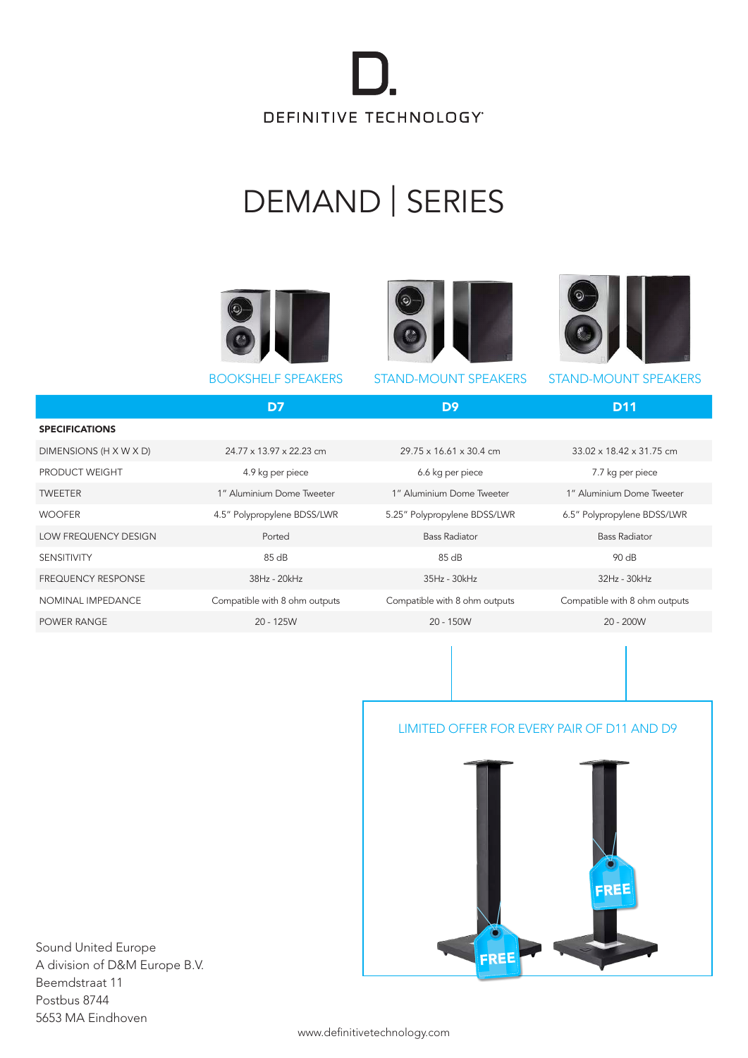D.

DEFINITIVE TECHNOLOGY

# DEMAND | SERIES

| | BOOKSHELF SPEAKERS | STAND-MOUNT SPEAKERS | STAND-MOUNT SPEAKERS |
|---|---|---|---|
| | **D7** | **D9** | **D11** |
| **SPECIFICATIONS** | | | |
| DIMENSIONS (H X W X D) | 24.77 x 13.97 x 22.23 cm | 29.75 x 16.61 x 30.4 cm | 33.02 x 18.42 x 31.75 cm |
| PRODUCT WEIGHT | 4.9 kg per piece | 6.6 kg per piece | 7.7 kg per piece |
| TWEETER | 1" Aluminium Dome Tweeter | 1" Aluminium Dome Tweeter | 1" Aluminium Dome Tweeter |
| WOOFER | 4.5" Polypropylene BDSS/LWR | 5.25" Polypropylene BDSS/LWR | 6.5" Polypropylene BDSS/LWR |
| LOW FREQUENCY DESIGN | Ported | Bass Radiator | Bass Radiator |
| SENSITIVITY | 85 dB | 85 dB | 90 dB |
| FREQUENCY RESPONSE | 38Hz - 20kHz | 35Hz - 30kHz | 32Hz - 30kHz |
| NOMINAL IMPEDANCE | Compatible with 8 ohm outputs | Compatible with 8 ohm outputs | Compatible with 8 ohm outputs |
| POWER RANGE | 20 - 125W | 20 - 150W | 20 - 200W |

LIMITED OFFER FOR EVERY PAIR OF D11 AND D9

FREE

FREE

Sound United Europe
A division of D&M Europe B.V.
Beemdstraat 11
Postbus 8744
5653 MA Eindhoven

www.definitivetechnology.com